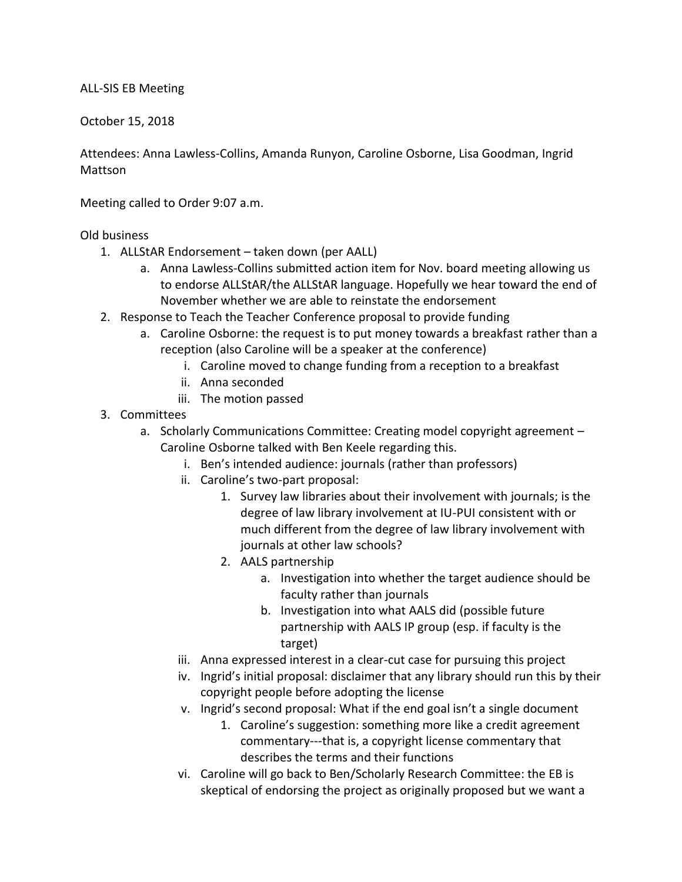ALL-SIS EB Meeting

October 15, 2018

Attendees: Anna Lawless-Collins, Amanda Runyon, Caroline Osborne, Lisa Goodman, Ingrid Mattson

Meeting called to Order 9:07 a.m.

Old business

1. ALLStAR Endorsement – taken down (per AALL)
   a. Anna Lawless-Collins submitted action item for Nov. board meeting allowing us to endorse ALLStAR/the ALLStAR language. Hopefully we hear toward the end of November whether we are able to reinstate the endorsement
2. Response to Teach the Teacher Conference proposal to provide funding
   a. Caroline Osborne: the request is to put money towards a breakfast rather than a reception (also Caroline will be a speaker at the conference)
      i. Caroline moved to change funding from a reception to a breakfast
      ii. Anna seconded
      iii. The motion passed
3. Committees
   a. Scholarly Communications Committee: Creating model copyright agreement – Caroline Osborne talked with Ben Keele regarding this.
      i. Ben's intended audience: journals (rather than professors)
      ii. Caroline's two-part proposal:
         1. Survey law libraries about their involvement with journals; is the degree of law library involvement at IU-PUI consistent with or much different from the degree of law library involvement with journals at other law schools?
         2. AALS partnership
            a. Investigation into whether the target audience should be faculty rather than journals
            b. Investigation into what AALS did (possible future partnership with AALS IP group (esp. if faculty is the target)
      iii. Anna expressed interest in a clear-cut case for pursuing this project
      iv. Ingrid's initial proposal: disclaimer that any library should run this by their copyright people before adopting the license
      v. Ingrid's second proposal: What if the end goal isn't a single document
         1. Caroline's suggestion: something more like a credit agreement commentary---that is, a copyright license commentary that describes the terms and their functions
      vi. Caroline will go back to Ben/Scholarly Research Committee: the EB is skeptical of endorsing the project as originally proposed but we want a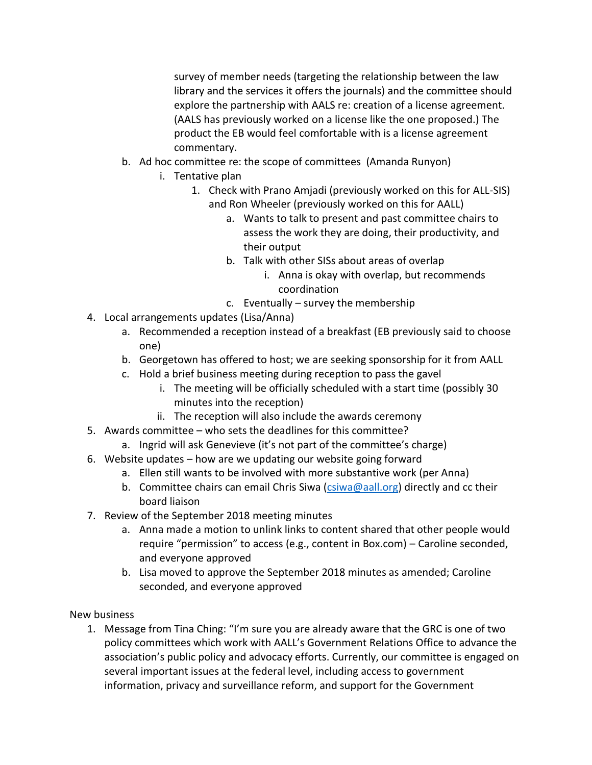survey of member needs (targeting the relationship between the law library and the services it offers the journals) and the committee should explore the partnership with AALS re: creation of a license agreement. (AALS has previously worked on a license like the one proposed.) The product the EB would feel comfortable with is a license agreement commentary.

   b. Ad hoc committee re: the scope of committees (Amanda Runyon)
      i. Tentative plan
         1. Check with Prano Amjadi (previously worked on this for ALL-SIS) and Ron Wheeler (previously worked on this for AALL)
            a. Wants to talk to present and past committee chairs to assess the work they are doing, their productivity, and their output
            b. Talk with other SISs about areas of overlap
               i. Anna is okay with overlap, but recommends coordination
            c. Eventually – survey the membership

4. Local arrangements updates (Lisa/Anna)
   a. Recommended a reception instead of a breakfast (EB previously said to choose one)
   b. Georgetown has offered to host; we are seeking sponsorship for it from AALL
   c. Hold a brief business meeting during reception to pass the gavel
      i. The meeting will be officially scheduled with a start time (possibly 30 minutes into the reception)
      ii. The reception will also include the awards ceremony
5. Awards committee – who sets the deadlines for this committee?
   a. Ingrid will ask Genevieve (it's not part of the committee's charge)
6. Website updates – how are we updating our website going forward
   a. Ellen still wants to be involved with more substantive work (per Anna)
   b. Committee chairs can email Chris Siwa (csiwa@aall.org) directly and cc their board liaison
7. Review of the September 2018 meeting minutes
   a. Anna made a motion to unlink links to content shared that other people would require "permission" to access (e.g., content in Box.com) – Caroline seconded, and everyone approved
   b. Lisa moved to approve the September 2018 minutes as amended; Caroline seconded, and everyone approved

New business

1. Message from Tina Ching: "I'm sure you are already aware that the GRC is one of two policy committees which work with AALL's Government Relations Office to advance the association's public policy and advocacy efforts. Currently, our committee is engaged on several important issues at the federal level, including access to government information, privacy and surveillance reform, and support for the Government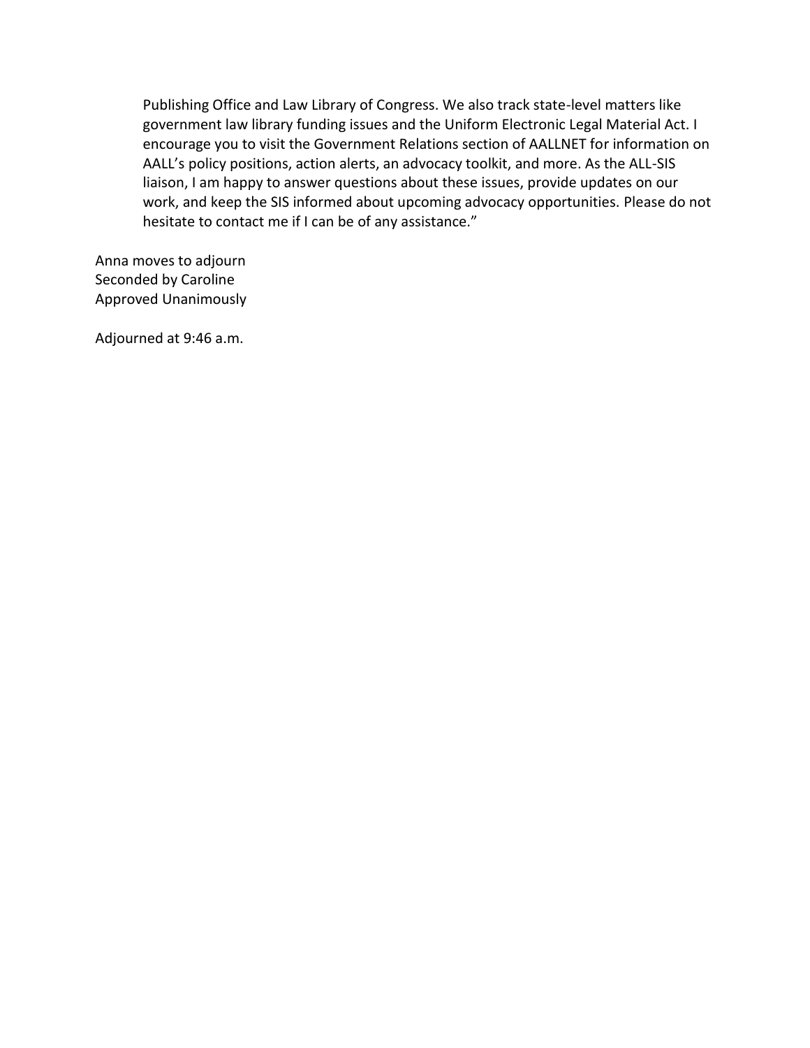> Publishing Office and Law Library of Congress. We also track state-level matters like government law library funding issues and the Uniform Electronic Legal Material Act. I encourage you to visit the Government Relations section of AALLNET for information on AALL's policy positions, action alerts, an advocacy toolkit, and more. As the ALL-SIS liaison, I am happy to answer questions about these issues, provide updates on our work, and keep the SIS informed about upcoming advocacy opportunities. Please do not hesitate to contact me if I can be of any assistance."

Anna moves to adjourn
Seconded by Caroline
Approved Unanimously

Adjourned at 9:46 a.m.